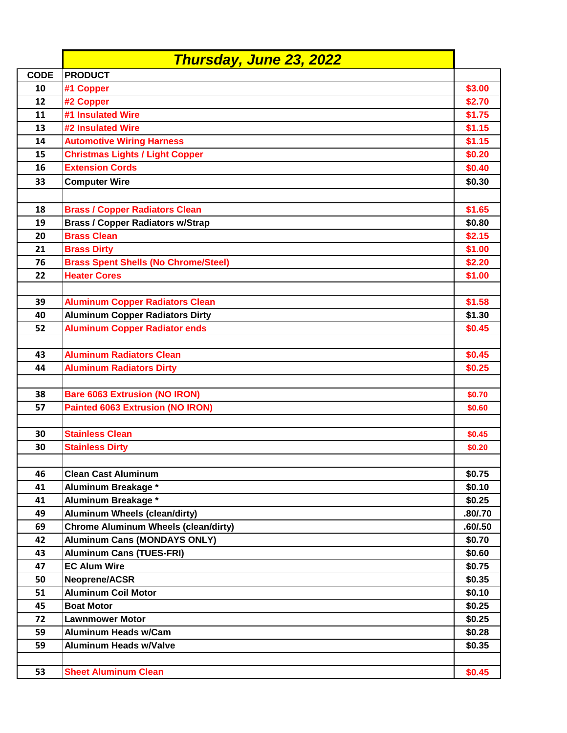| CODE | Thursday, June 23, 2022<br>PRODUCT | |
| --- | --- | --- |
| 10 | #1 Copper | $3.00 |
| 12 | #2 Copper | $2.70 |
| 11 | #1 Insulated Wire | $1.75 |
| 13 | #2 Insulated Wire | $1.15 |
| 14 | Automotive Wiring Harness | $1.15 |
| 15 | Christmas Lights / Light Copper | $0.20 |
| 16 | Extension Cords | $0.40 |
| 33 | Computer Wire | $0.30 |
| | | |
| 18 | Brass / Copper Radiators Clean | $1.65 |
| 19 | Brass / Copper Radiators w/Strap | $0.80 |
| 20 | Brass Clean | $2.15 |
| 21 | Brass Dirty | $1.00 |
| 76 | Brass Spent Shells (No Chrome/Steel) | $2.20 |
| 22 | Heater Cores | $1.00 |
| | | |
| 39 | Aluminum Copper Radiators Clean | $1.58 |
| 40 | Aluminum Copper Radiators Dirty | $1.30 |
| 52 | Aluminum Copper Radiator ends | $0.45 |
| | | |
| 43 | Aluminum Radiators Clean | $0.45 |
| 44 | Aluminum Radiators Dirty | $0.25 |
| | | |
| 38 | Bare 6063 Extrusion (NO IRON) | $0.70 |
| 57 | Painted 6063 Extrusion (NO IRON) | $0.60 |
| | | |
| 30 | Stainless Clean | $0.45 |
| 30 | Stainless Dirty | $0.20 |
| | | |
| 46 | Clean Cast Aluminum | $0.75 |
| 41 | Aluminum Breakage * | $0.10 |
| 41 | Aluminum Breakage * | $0.25 |
| 49 | Aluminum Wheels (clean/dirty) | .80/.70 |
| 69 | Chrome Aluminum Wheels (clean/dirty) | .60/.50 |
| 42 | Aluminum Cans (MONDAYS ONLY) | $0.70 |
| 43 | Aluminum Cans (TUES-FRI) | $0.60 |
| 47 | EC Alum Wire | $0.75 |
| 50 | Neoprene/ACSR | $0.35 |
| 51 | Aluminum Coil Motor | $0.10 |
| 45 | Boat Motor | $0.25 |
| 72 | Lawnmower Motor | $0.25 |
| 59 | Aluminum Heads w/Cam | $0.28 |
| 59 | Aluminum Heads w/Valve | $0.35 |
| | | |
| 53 | Sheet Aluminum Clean | $0.45 |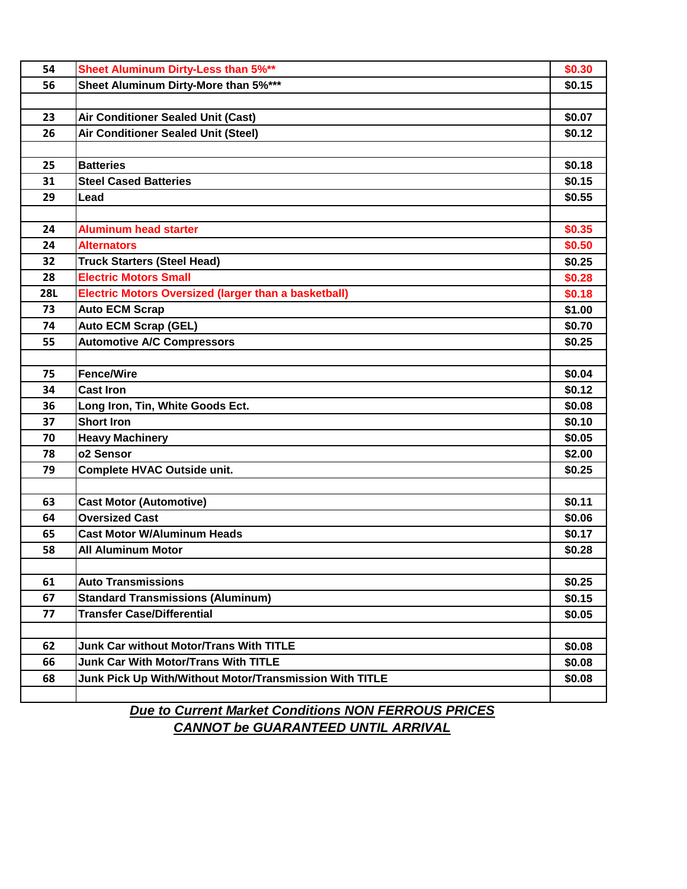| 54 | Sheet Aluminum Dirty-Less than 5%** | $0.30 |
|---|---|---|
| 56 | Sheet Aluminum Dirty-More than 5%*** | $0.15 |
| | | |
| 23 | Air Conditioner Sealed Unit (Cast) | $0.07 |
| 26 | Air Conditioner Sealed Unit (Steel) | $0.12 |
| | | |
| 25 | Batteries | $0.18 |
| 31 | Steel Cased Batteries | $0.15 |
| 29 | Lead | $0.55 |
| | | |
| 24 | Aluminum head starter | $0.35 |
| 24 | Alternators | $0.50 |
| 32 | Truck Starters (Steel Head) | $0.25 |
| 28 | Electric Motors Small | $0.28 |
| 28L | Electric Motors Oversized (larger than a basketball) | $0.18 |
| 73 | Auto ECM Scrap | $1.00 |
| 74 | Auto ECM Scrap (GEL) | $0.70 |
| 55 | Automotive A/C Compressors | $0.25 |
| | | |
| 75 | Fence/Wire | $0.04 |
| 34 | Cast Iron | $0.12 |
| 36 | Long Iron, Tin, White Goods Ect. | $0.08 |
| 37 | Short Iron | $0.10 |
| 70 | Heavy Machinery | $0.05 |
| 78 | o2 Sensor | $2.00 |
| 79 | Complete HVAC Outside unit. | $0.25 |
| | | |
| 63 | Cast Motor (Automotive) | $0.11 |
| 64 | Oversized Cast | $0.06 |
| 65 | Cast Motor W/Aluminum Heads | $0.17 |
| 58 | All Aluminum Motor | $0.28 |
| | | |
| 61 | Auto Transmissions | $0.25 |
| 67 | Standard Transmissions (Aluminum) | $0.15 |
| 77 | Transfer Case/Differential | $0.05 |
| | | |
| 62 | Junk Car without Motor/Trans With TITLE | $0.08 |
| 66 | Junk Car With Motor/Trans With TITLE | $0.08 |
| 68 | Junk Pick Up With/Without Motor/Transmission With TITLE | $0.08 |
| | | |

***Due to Current Market Conditions NON FERROUS PRICES CANNOT be GUARANTEED UNTIL ARRIVAL***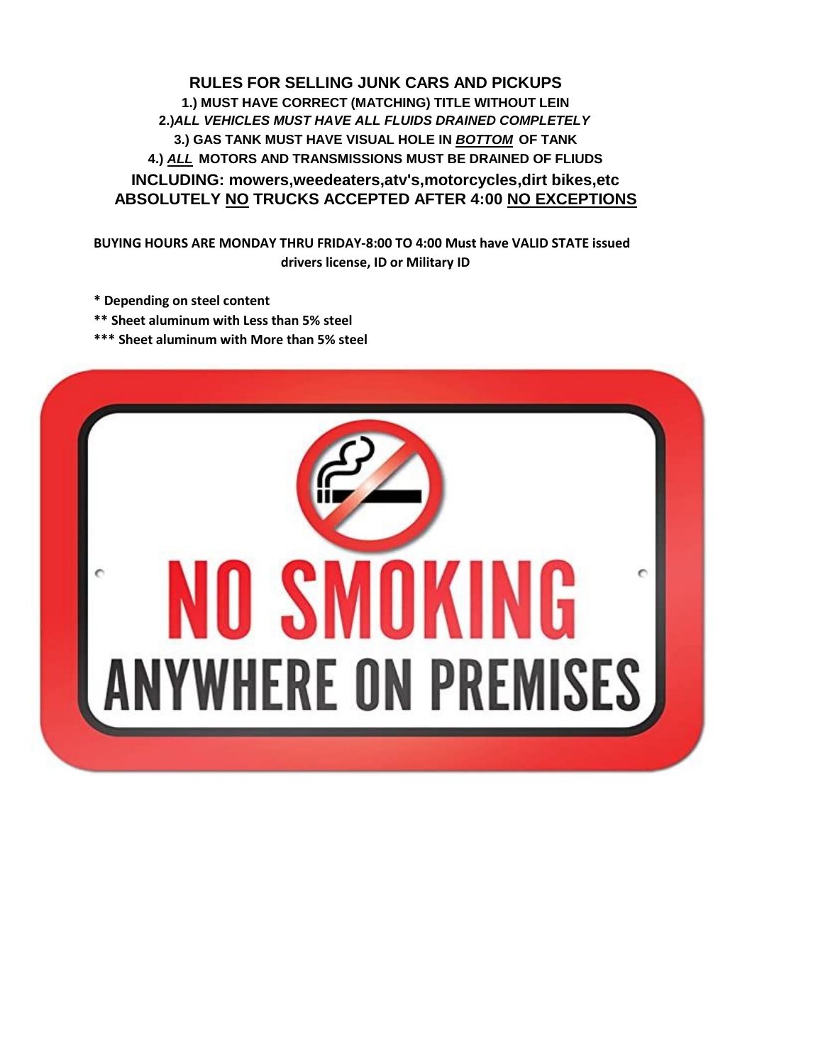## RULES FOR SELLING JUNK CARS AND PICKUPS

**1.) MUST HAVE CORRECT (MATCHING) TITLE WITHOUT LEIN**

**2.)*ALL VEHICLES MUST HAVE ALL FLUIDS DRAINED COMPLETELY***

**3.) GAS TANK MUST HAVE VISUAL HOLE IN *BOTTOM* OF TANK**

**4.) *ALL* MOTORS AND TRANSMISSIONS MUST BE DRAINED OF FLIUDS**

**INCLUDING: mowers,weedeaters,atv's,motorcycles,dirt bikes,etc**

**ABSOLUTELY NO TRUCKS ACCEPTED AFTER 4:00 NO EXCEPTIONS**

**BUYING HOURS ARE MONDAY THRU FRIDAY-8:00 TO 4:00 Must have VALID STATE issued drivers license, ID or Military ID**

**\* Depending on steel content**

**\*\* Sheet aluminum with Less than 5% steel**

**\*\*\* Sheet aluminum with More than 5% steel**

NO SMOKING

ANYWHERE ON PREMISES